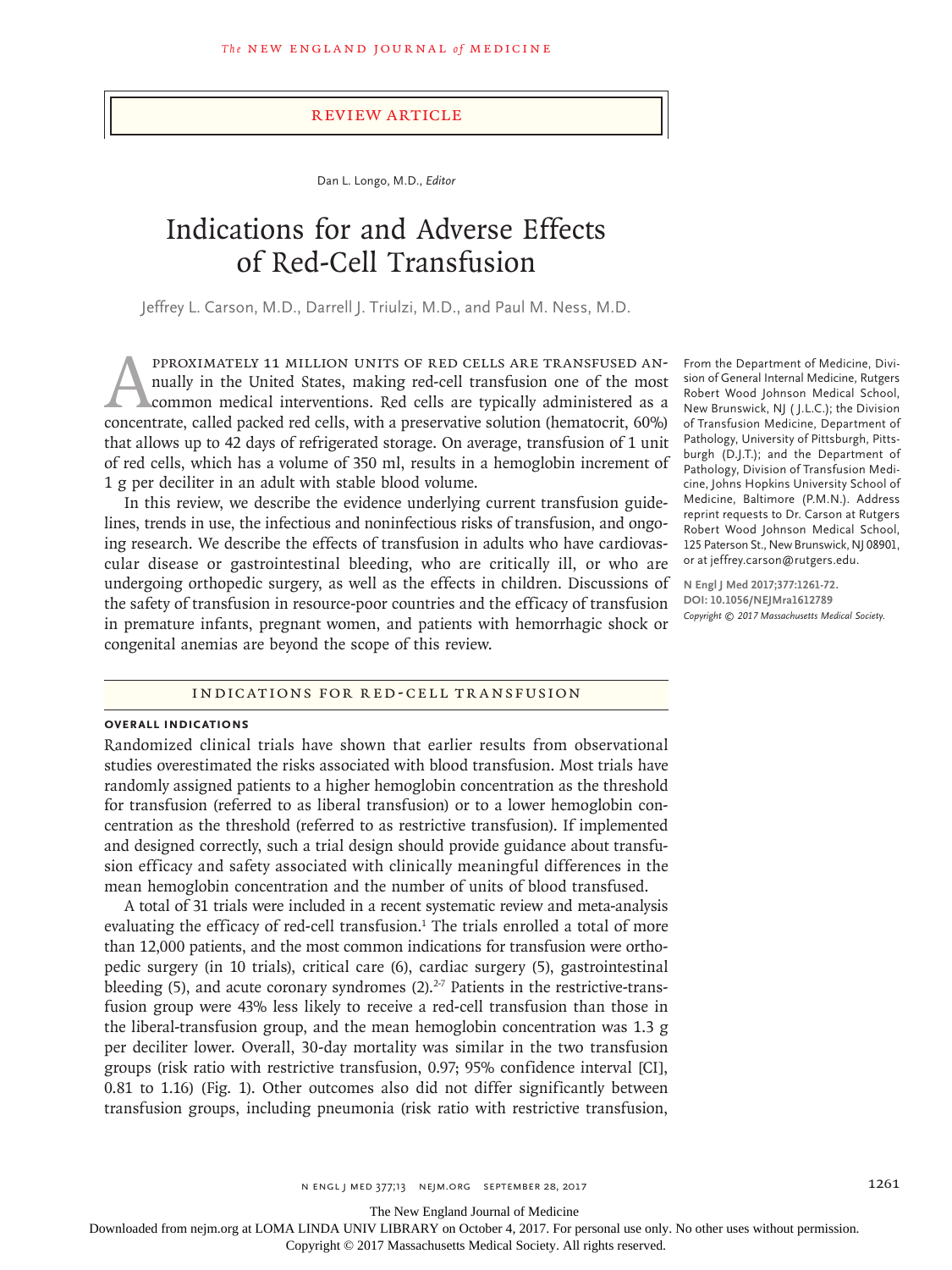Review Article

Dan L. Longo, M.D., *Editor*

# Indications for and Adverse Effects of Red-Cell Transfusion

Jeffrey L. Carson, M.D., Darrell J. Triulzi, M.D., and Paul M. Ness, M.D.

From the Department of Medicine, Division of General Internal Medicine, Rutgers Robert Wood Johnson Medical School, New Brunswick, NJ (J.L.C.); the Division of Transfusion Medicine, Department of Pathology, University of Pittsburgh, Pittsburgh (D.J.T.); and the Department of Pathology, Division of Transfusion Medicine, Johns Hopkins University School of Medicine, Baltimore (P.M.N.). Address reprint requests to Dr. Carson at Rutgers Robert Wood Johnson Medical School, 125 Paterson St., New Brunswick, NJ 08901, or at jeffrey.carson@rutgers.edu.

**N Engl J Med 2017;377:1261-72.**
**DOI: 10.1056/NEJMra1612789**
*Copyright © 2017 Massachusetts Medical Society.*

Approximately 11 million units of red cells are transfused annually in the United States, making red-cell transfusion one of the most common medical interventions. Red cells are typically administered as a concentrate, called packed red cells, with a preservative solution (hematocrit, 60%) that allows up to 42 days of refrigerated storage. On average, transfusion of 1 unit of red cells, which has a volume of 350 ml, results in a hemoglobin increment of 1 g per deciliter in an adult with stable blood volume.

In this review, we describe the evidence underlying current transfusion guidelines, trends in use, the infectious and noninfectious risks of transfusion, and ongoing research. We describe the effects of transfusion in adults who have cardiovascular disease or gastrointestinal bleeding, who are critically ill, or who are undergoing orthopedic surgery, as well as the effects in children. Discussions of the safety of transfusion in resource-poor countries and the efficacy of transfusion in premature infants, pregnant women, and patients with hemorrhagic shock or congenital anemias are beyond the scope of this review.

## Indications for Red-Cell Transfusion

### Overall Indications

Randomized clinical trials have shown that earlier results from observational studies overestimated the risks associated with blood transfusion. Most trials have randomly assigned patients to a higher hemoglobin concentration as the threshold for transfusion (referred to as liberal transfusion) or to a lower hemoglobin concentration as the threshold (referred to as restrictive transfusion). If implemented and designed correctly, such a trial design should provide guidance about transfusion efficacy and safety associated with clinically meaningful differences in the mean hemoglobin concentration and the number of units of blood transfused.

A total of 31 trials were included in a recent systematic review and meta-analysis evaluating the efficacy of red-cell transfusion.[1] The trials enrolled a total of more than 12,000 patients, and the most common indications for transfusion were orthopedic surgery (in 10 trials), critical care (6), cardiac surgery (5), gastrointestinal bleeding (5), and acute coronary syndromes (2).[2-7] Patients in the restrictive-transfusion group were 43% less likely to receive a red-cell transfusion than those in the liberal-transfusion group, and the mean hemoglobin concentration was 1.3 g per deciliter lower. Overall, 30-day mortality was similar in the two transfusion groups (risk ratio with restrictive transfusion, 0.97; 95% confidence interval [CI], 0.81 to 1.16) (Fig. 1). Other outcomes also did not differ significantly between transfusion groups, including pneumonia (risk ratio with restrictive transfusion,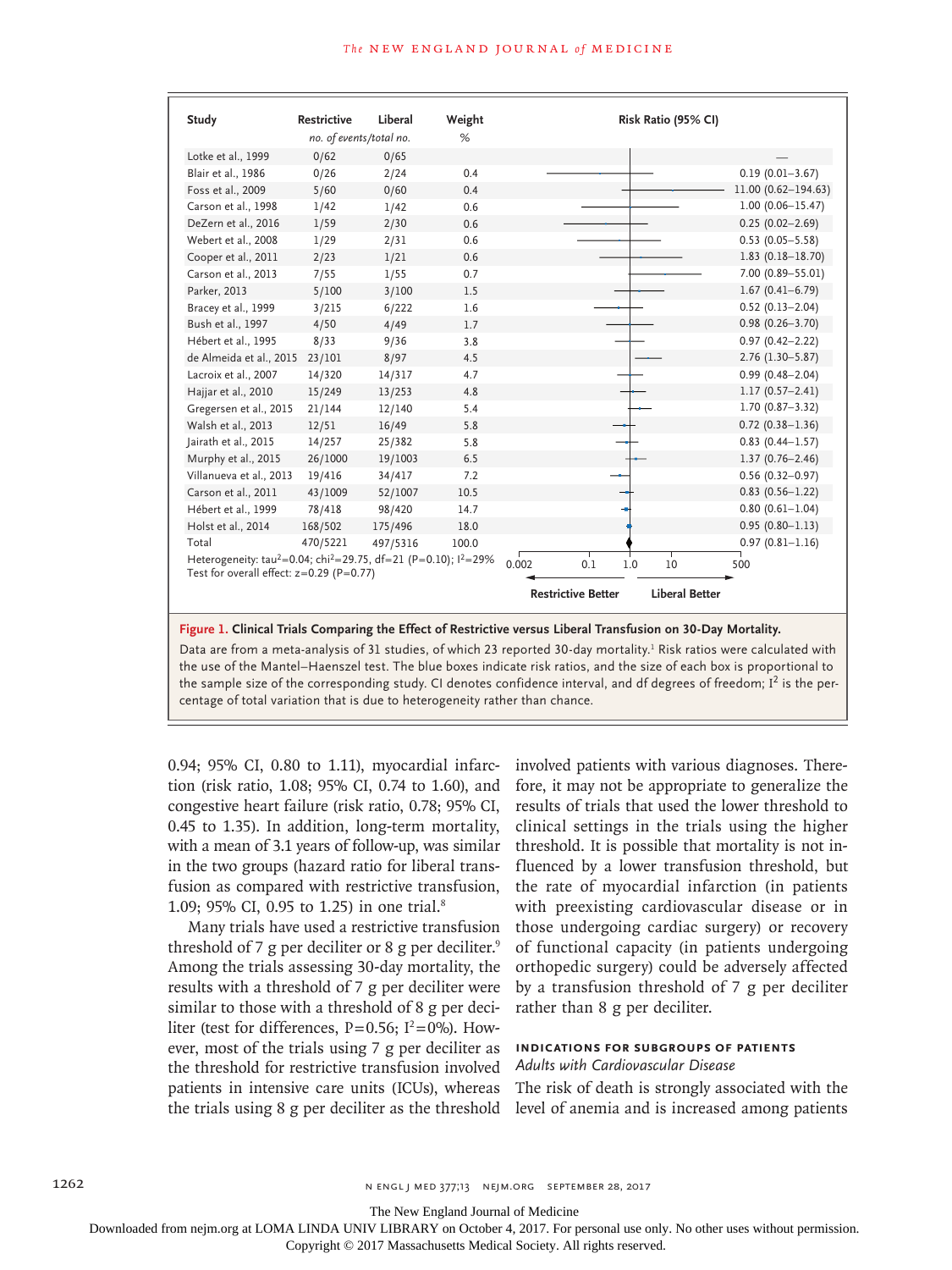| Study | Restrictive | Liberal | Weight | Risk Ratio (95% CI) |
|---|---|---|---|---|
| | *no. of events/total no.* | | % | |
| Lotke et al., 1999 | 0/62 | 0/65 | | — |
| Blair et al., 1986 | 0/26 | 2/24 | 0.4 | 0.19 (0.01–3.67) |
| Foss et al., 2009 | 5/60 | 0/60 | 0.4 | 11.00 (0.62–194.63) |
| Carson et al., 1998 | 1/42 | 1/42 | 0.6 | 1.00 (0.06–15.47) |
| DeZern et al., 2016 | 1/59 | 2/30 | 0.6 | 0.25 (0.02–2.69) |
| Webert et al., 2008 | 1/29 | 2/31 | 0.6 | 0.53 (0.05–5.58) |
| Cooper et al., 2011 | 2/23 | 1/21 | 0.6 | 1.83 (0.18–18.70) |
| Carson et al., 2013 | 7/55 | 1/55 | 0.7 | 7.00 (0.89–55.01) |
| Parker, 2013 | 5/100 | 3/100 | 1.5 | 1.67 (0.41–6.79) |
| Bracey et al., 1999 | 3/215 | 6/222 | 1.6 | 0.52 (0.13–2.04) |
| Bush et al., 1997 | 4/50 | 4/49 | 1.7 | 0.98 (0.26–3.70) |
| Hébert et al., 1995 | 8/33 | 9/36 | 3.8 | 0.97 (0.42–2.22) |
| de Almeida et al., 2015 | 23/101 | 8/97 | 4.5 | 2.76 (1.30–5.87) |
| Lacroix et al., 2007 | 14/320 | 14/317 | 4.7 | 0.99 (0.48–2.04) |
| Hajjar et al., 2010 | 15/249 | 13/253 | 4.8 | 1.17 (0.57–2.41) |
| Gregersen et al., 2015 | 21/144 | 12/140 | 5.4 | 1.70 (0.87–3.32) |
| Walsh et al., 2013 | 12/51 | 16/49 | 5.8 | 0.72 (0.38–1.36) |
| Jairath et al., 2015 | 14/257 | 25/382 | 5.8 | 0.83 (0.44–1.57) |
| Murphy et al., 2015 | 26/1000 | 19/1003 | 6.5 | 1.37 (0.76–2.46) |
| Villanueva et al., 2013 | 19/416 | 34/417 | 7.2 | 0.56 (0.32–0.97) |
| Carson et al., 2011 | 43/1009 | 52/1007 | 10.5 | 0.83 (0.56–1.22) |
| Hébert et al., 1999 | 78/418 | 98/420 | 14.7 | 0.80 (0.61–1.04) |
| Holst et al., 2014 | 168/502 | 175/496 | 18.0 | 0.95 (0.80–1.13) |
| Total | 470/5221 | 497/5316 | 100.0 | 0.97 (0.81–1.16) |

Heterogeneity: $tau^2=0.04$; $chi^2=29.75$, df=21 (P=0.10); $I^2=29\%$
Test for overall effect: z=0.29 (P=0.77)

0.002 | 0.1 | 1.0 | 10 | 500

Restrictive Better — Liberal Better

**Figure 1. Clinical Trials Comparing the Effect of Restrictive versus Liberal Transfusion on 30-Day Mortality.**

Data are from a meta-analysis of 31 studies, of which 23 reported 30-day mortality.[1] Risk ratios were calculated with the use of the Mantel–Haenszel test. The blue boxes indicate risk ratios, and the size of each box is proportional to the sample size of the corresponding study. CI denotes confidence interval, and df degrees of freedom; $I^2$ is the percentage of total variation that is due to heterogeneity rather than chance.

0.94; 95% CI, 0.80 to 1.11), myocardial infarction (risk ratio, 1.08; 95% CI, 0.74 to 1.60), and congestive heart failure (risk ratio, 0.78; 95% CI, 0.45 to 1.35). In addition, long-term mortality, with a mean of 3.1 years of follow-up, was similar in the two groups (hazard ratio for liberal transfusion as compared with restrictive transfusion, 1.09; 95% CI, 0.95 to 1.25) in one trial.[8]

Many trials have used a restrictive transfusion threshold of 7 g per deciliter or 8 g per deciliter.[9] Among the trials assessing 30-day mortality, the results with a threshold of 7 g per deciliter were similar to those with a threshold of 8 g per deciliter (test for differences, P=0.56; $I^2=0\%$). However, most of the trials using 7 g per deciliter as the threshold for restrictive transfusion involved patients in intensive care units (ICUs), whereas the trials using 8 g per deciliter as the threshold involved patients with various diagnoses. Therefore, it may not be appropriate to generalize the results of trials that used the lower threshold to clinical settings in the trials using the higher threshold. It is possible that mortality is not influenced by a lower transfusion threshold, but the rate of myocardial infarction (in patients with preexisting cardiovascular disease or in those undergoing cardiac surgery) or recovery of functional capacity (in patients undergoing orthopedic surgery) could be adversely affected by a transfusion threshold of 7 g per deciliter rather than 8 g per deciliter.

## INDICATIONS FOR SUBGROUPS OF PATIENTS

### *Adults with Cardiovascular Disease*

The risk of death is strongly associated with the level of anemia and is increased among patients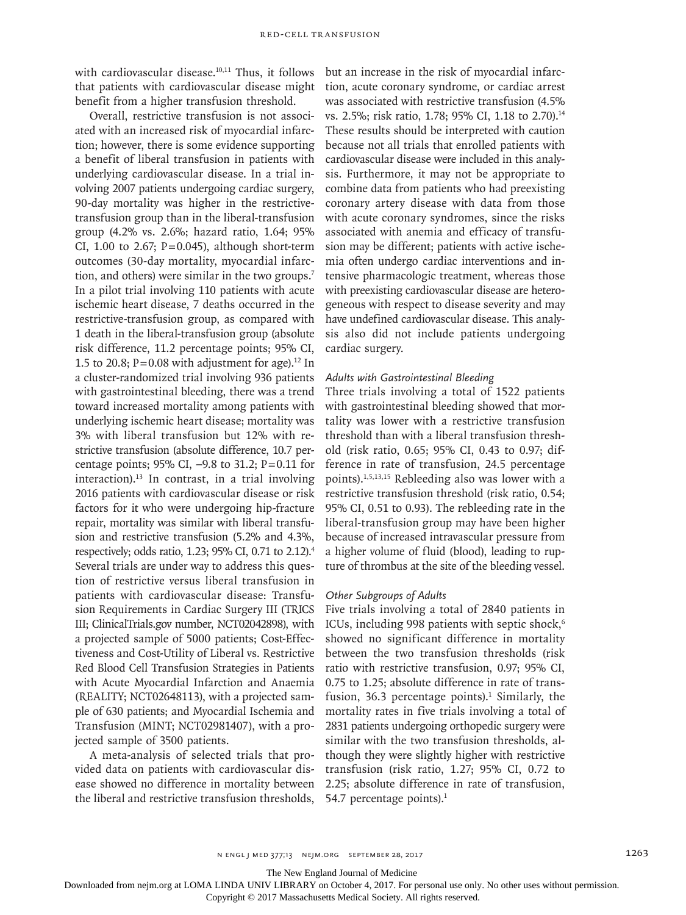with cardiovascular disease.[10,11] Thus, it follows that patients with cardiovascular disease might benefit from a higher transfusion threshold.

Overall, restrictive transfusion is not associated with an increased risk of myocardial infarction; however, there is some evidence supporting a benefit of liberal transfusion in patients with underlying cardiovascular disease. In a trial involving 2007 patients undergoing cardiac surgery, 90-day mortality was higher in the restrictive-transfusion group than in the liberal-transfusion group (4.2% vs. 2.6%; hazard ratio, 1.64; 95% CI, 1.00 to 2.67; P=0.045), although short-term outcomes (30-day mortality, myocardial infarction, and others) were similar in the two groups.[7] In a pilot trial involving 110 patients with acute ischemic heart disease, 7 deaths occurred in the restrictive-transfusion group, as compared with 1 death in the liberal-transfusion group (absolute risk difference, 11.2 percentage points; 95% CI, 1.5 to 20.8; P=0.08 with adjustment for age).[12] In a cluster-randomized trial involving 936 patients with gastrointestinal bleeding, there was a trend toward increased mortality among patients with underlying ischemic heart disease; mortality was 3% with liberal transfusion but 12% with restrictive transfusion (absolute difference, 10.7 percentage points; 95% CI, −9.8 to 31.2; P=0.11 for interaction).[13] In contrast, in a trial involving 2016 patients with cardiovascular disease or risk factors for it who were undergoing hip-fracture repair, mortality was similar with liberal transfusion and restrictive transfusion (5.2% and 4.3%, respectively; odds ratio, 1.23; 95% CI, 0.71 to 2.12).[4] Several trials are under way to address this question of restrictive versus liberal transfusion in patients with cardiovascular disease: Transfusion Requirements in Cardiac Surgery III (TRICS III; ClinicalTrials.gov number, NCT02042898), with a projected sample of 5000 patients; Cost-Effectiveness and Cost-Utility of Liberal vs. Restrictive Red Blood Cell Transfusion Strategies in Patients with Acute Myocardial Infarction and Anaemia (REALITY; NCT02648113), with a projected sample of 630 patients; and Myocardial Ischemia and Transfusion (MINT; NCT02981407), with a projected sample of 3500 patients.

A meta-analysis of selected trials that provided data on patients with cardiovascular disease showed no difference in mortality between the liberal and restrictive transfusion thresholds, but an increase in the risk of myocardial infarction, acute coronary syndrome, or cardiac arrest was associated with restrictive transfusion (4.5% vs. 2.5%; risk ratio, 1.78; 95% CI, 1.18 to 2.70).[14] These results should be interpreted with caution because not all trials that enrolled patients with cardiovascular disease were included in this analysis. Furthermore, it may not be appropriate to combine data from patients who had preexisting coronary artery disease with data from those with acute coronary syndromes, since the risks associated with anemia and efficacy of transfusion may be different; patients with active ischemia often undergo cardiac interventions and intensive pharmacologic treatment, whereas those with preexisting cardiovascular disease are heterogeneous with respect to disease severity and may have undefined cardiovascular disease. This analysis also did not include patients undergoing cardiac surgery.

### *Adults with Gastrointestinal Bleeding*

Three trials involving a total of 1522 patients with gastrointestinal bleeding showed that mortality was lower with a restrictive transfusion threshold than with a liberal transfusion threshold (risk ratio, 0.65; 95% CI, 0.43 to 0.97; difference in rate of transfusion, 24.5 percentage points).[1,5,13,15] Rebleeding also was lower with a restrictive transfusion threshold (risk ratio, 0.54; 95% CI, 0.51 to 0.93). The rebleeding rate in the liberal-transfusion group may have been higher because of increased intravascular pressure from a higher volume of fluid (blood), leading to rupture of thrombus at the site of the bleeding vessel.

### *Other Subgroups of Adults*

Five trials involving a total of 2840 patients in ICUs, including 998 patients with septic shock,[6] showed no significant difference in mortality between the two transfusion thresholds (risk ratio with restrictive transfusion, 0.97; 95% CI, 0.75 to 1.25; absolute difference in rate of transfusion, 36.3 percentage points).[1] Similarly, the mortality rates in five trials involving a total of 2831 patients undergoing orthopedic surgery were similar with the two transfusion thresholds, although they were slightly higher with restrictive transfusion (risk ratio, 1.27; 95% CI, 0.72 to 2.25; absolute difference in rate of transfusion, 54.7 percentage points).[1]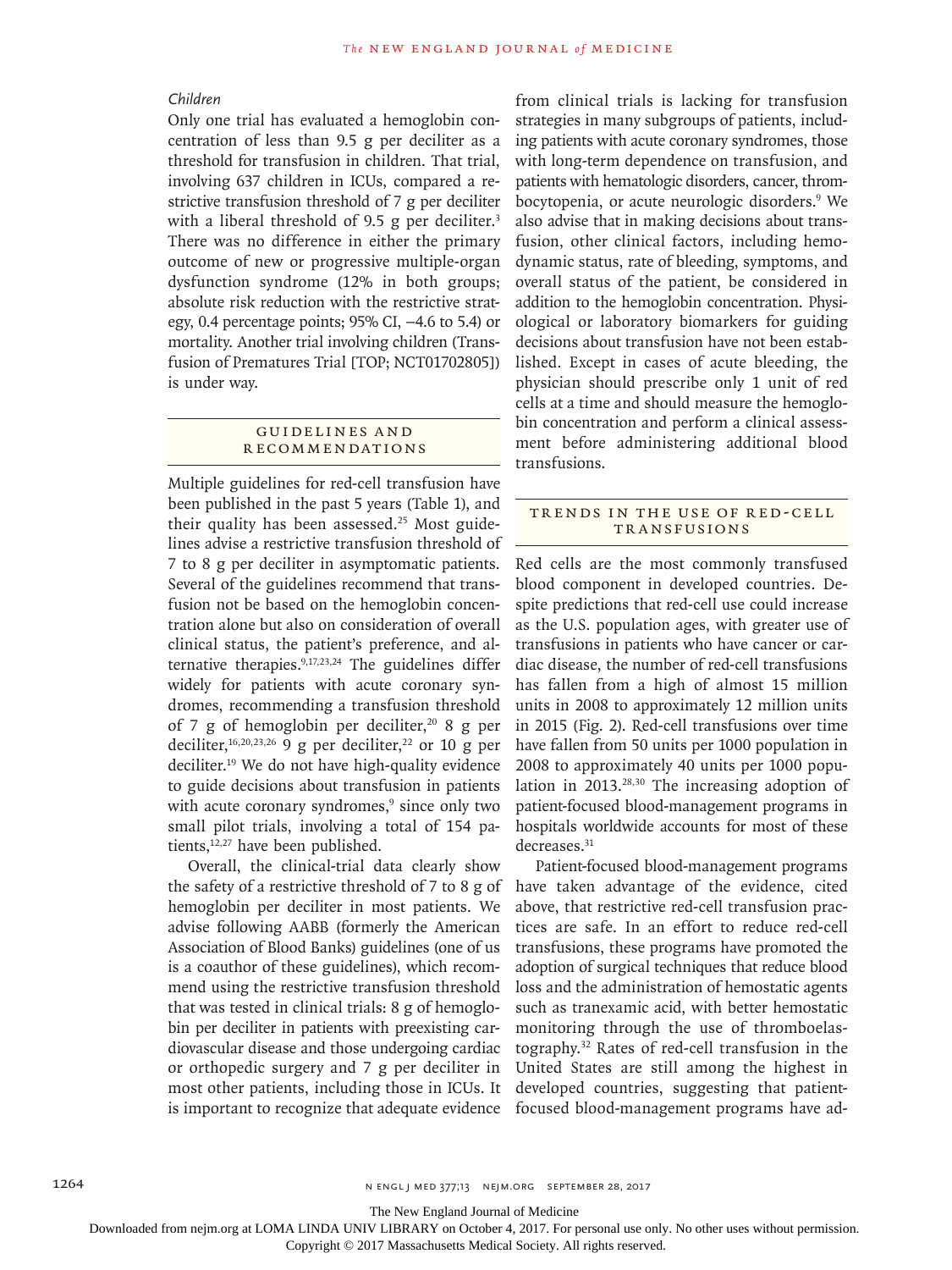### *Children*

Only one trial has evaluated a hemoglobin concentration of less than 9.5 g per deciliter as a threshold for transfusion in children. That trial, involving 637 children in ICUs, compared a restrictive transfusion threshold of 7 g per deciliter with a liberal threshold of 9.5 g per deciliter.[3] There was no difference in either the primary outcome of new or progressive multiple-organ dysfunction syndrome (12% in both groups; absolute risk reduction with the restrictive strategy, 0.4 percentage points; 95% CI, −4.6 to 5.4) or mortality. Another trial involving children (Transfusion of Prematures Trial [TOP; NCT01702805]) is under way.

## Guidelines and Recommendations

Multiple guidelines for red-cell transfusion have been published in the past 5 years (Table 1), and their quality has been assessed.[25] Most guidelines advise a restrictive transfusion threshold of 7 to 8 g per deciliter in asymptomatic patients. Several of the guidelines recommend that transfusion not be based on the hemoglobin concentration alone but also on consideration of overall clinical status, the patient's preference, and alternative therapies.[9,17,23,24] The guidelines differ widely for patients with acute coronary syndromes, recommending a transfusion threshold of 7 g of hemoglobin per deciliter,[20] 8 g per deciliter,[16,20,23,26] 9 g per deciliter,[22] or 10 g per deciliter.[19] We do not have high-quality evidence to guide decisions about transfusion in patients with acute coronary syndromes,[9] since only two small pilot trials, involving a total of 154 patients,[12,27] have been published.

Overall, the clinical-trial data clearly show the safety of a restrictive threshold of 7 to 8 g of hemoglobin per deciliter in most patients. We advise following AABB (formerly the American Association of Blood Banks) guidelines (one of us is a coauthor of these guidelines), which recommend using the restrictive transfusion threshold that was tested in clinical trials: 8 g of hemoglobin per deciliter in patients with preexisting cardiovascular disease and those undergoing cardiac or orthopedic surgery and 7 g per deciliter in most other patients, including those in ICUs. It is important to recognize that adequate evidence from clinical trials is lacking for transfusion strategies in many subgroups of patients, including patients with acute coronary syndromes, those with long-term dependence on transfusion, and patients with hematologic disorders, cancer, thrombocytopenia, or acute neurologic disorders.[9] We also advise that in making decisions about transfusion, other clinical factors, including hemodynamic status, rate of bleeding, symptoms, and overall status of the patient, be considered in addition to the hemoglobin concentration. Physiological or laboratory biomarkers for guiding decisions about transfusion have not been established. Except in cases of acute bleeding, the physician should prescribe only 1 unit of red cells at a time and should measure the hemoglobin concentration and perform a clinical assessment before administering additional blood transfusions.

## Trends in the Use of Red-Cell Transfusions

Red cells are the most commonly transfused blood component in developed countries. Despite predictions that red-cell use could increase as the U.S. population ages, with greater use of transfusions in patients who have cancer or cardiac disease, the number of red-cell transfusions has fallen from a high of almost 15 million units in 2008 to approximately 12 million units in 2015 (Fig. 2). Red-cell transfusions over time have fallen from 50 units per 1000 population in 2008 to approximately 40 units per 1000 population in 2013.[28,30] The increasing adoption of patient-focused blood-management programs in hospitals worldwide accounts for most of these decreases.[31]

Patient-focused blood-management programs have taken advantage of the evidence, cited above, that restrictive red-cell transfusion practices are safe. In an effort to reduce red-cell transfusions, these programs have promoted the adoption of surgical techniques that reduce blood loss and the administration of hemostatic agents such as tranexamic acid, with better hemostatic monitoring through the use of thromboelastography.[32] Rates of red-cell transfusion in the United States are still among the highest in developed countries, suggesting that patient-focused blood-management programs have ad-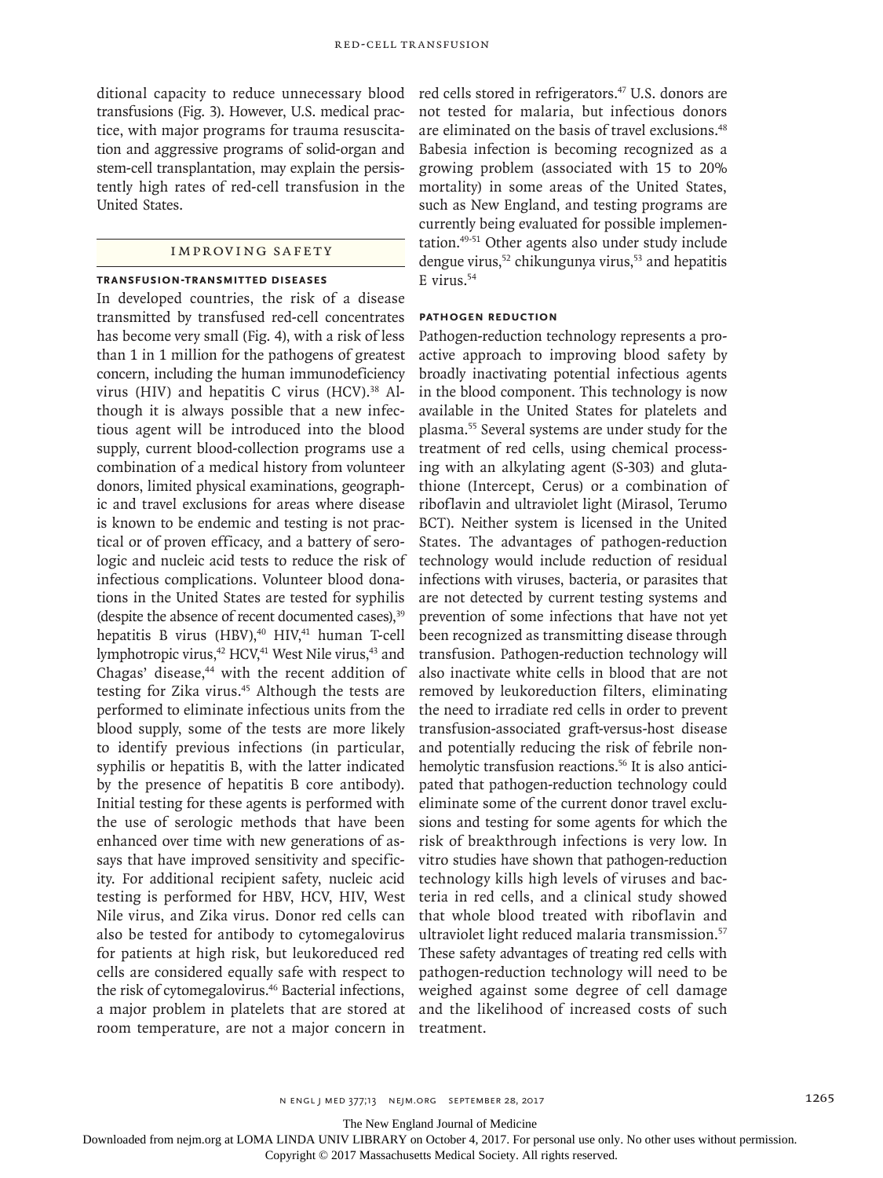ditional capacity to reduce unnecessary blood transfusions (Fig. 3). However, U.S. medical practice, with major programs for trauma resuscitation and aggressive programs of solid-organ and stem-cell transplantation, may explain the persistently high rates of red-cell transfusion in the United States.

## Improving Safety

### Transfusion-Transmitted Diseases

In developed countries, the risk of a disease transmitted by transfused red-cell concentrates has become very small (Fig. 4), with a risk of less than 1 in 1 million for the pathogens of greatest concern, including the human immunodeficiency virus (HIV) and hepatitis C virus (HCV).[38] Although it is always possible that a new infectious agent will be introduced into the blood supply, current blood-collection programs use a combination of a medical history from volunteer donors, limited physical examinations, geographic and travel exclusions for areas where disease is known to be endemic and testing is not practical or of proven efficacy, and a battery of serologic and nucleic acid tests to reduce the risk of infectious complications. Volunteer blood donations in the United States are tested for syphilis (despite the absence of recent documented cases),[39] hepatitis B virus (HBV),[40] HIV,[41] human T-cell lymphotropic virus,[42] HCV,[41] West Nile virus,[43] and Chagas' disease,[44] with the recent addition of testing for Zika virus.[45] Although the tests are performed to eliminate infectious units from the blood supply, some of the tests are more likely to identify previous infections (in particular, syphilis or hepatitis B, with the latter indicated by the presence of hepatitis B core antibody). Initial testing for these agents is performed with the use of serologic methods that have been enhanced over time with new generations of assays that have improved sensitivity and specificity. For additional recipient safety, nucleic acid testing is performed for HBV, HCV, HIV, West Nile virus, and Zika virus. Donor red cells can also be tested for antibody to cytomegalovirus for patients at high risk, but leukoreduced red cells are considered equally safe with respect to the risk of cytomegalovirus.[46] Bacterial infections, a major problem in platelets that are stored at room temperature, are not a major concern in red cells stored in refrigerators.[47] U.S. donors are not tested for malaria, but infectious donors are eliminated on the basis of travel exclusions.[48] Babesia infection is becoming recognized as a growing problem (associated with 15 to 20% mortality) in some areas of the United States, such as New England, and testing programs are currently being evaluated for possible implementation.[49-51] Other agents also under study include dengue virus,[52] chikungunya virus,[53] and hepatitis E virus.[54]

### Pathogen Reduction

Pathogen-reduction technology represents a proactive approach to improving blood safety by broadly inactivating potential infectious agents in the blood component. This technology is now available in the United States for platelets and plasma.[55] Several systems are under study for the treatment of red cells, using chemical processing with an alkylating agent (S-303) and glutathione (Intercept, Cerus) or a combination of riboflavin and ultraviolet light (Mirasol, Terumo BCT). Neither system is licensed in the United States. The advantages of pathogen-reduction technology would include reduction of residual infections with viruses, bacteria, or parasites that are not detected by current testing systems and prevention of some infections that have not yet been recognized as transmitting disease through transfusion. Pathogen-reduction technology will also inactivate white cells in blood that are not removed by leukoreduction filters, eliminating the need to irradiate red cells in order to prevent transfusion-associated graft-versus-host disease and potentially reducing the risk of febrile nonhemolytic transfusion reactions.[56] It is also anticipated that pathogen-reduction technology could eliminate some of the current donor travel exclusions and testing for some agents for which the risk of breakthrough infections is very low. In vitro studies have shown that pathogen-reduction technology kills high levels of viruses and bacteria in red cells, and a clinical study showed that whole blood treated with riboflavin and ultraviolet light reduced malaria transmission.[57] These safety advantages of treating red cells with pathogen-reduction technology will need to be weighed against some degree of cell damage and the likelihood of increased costs of such treatment.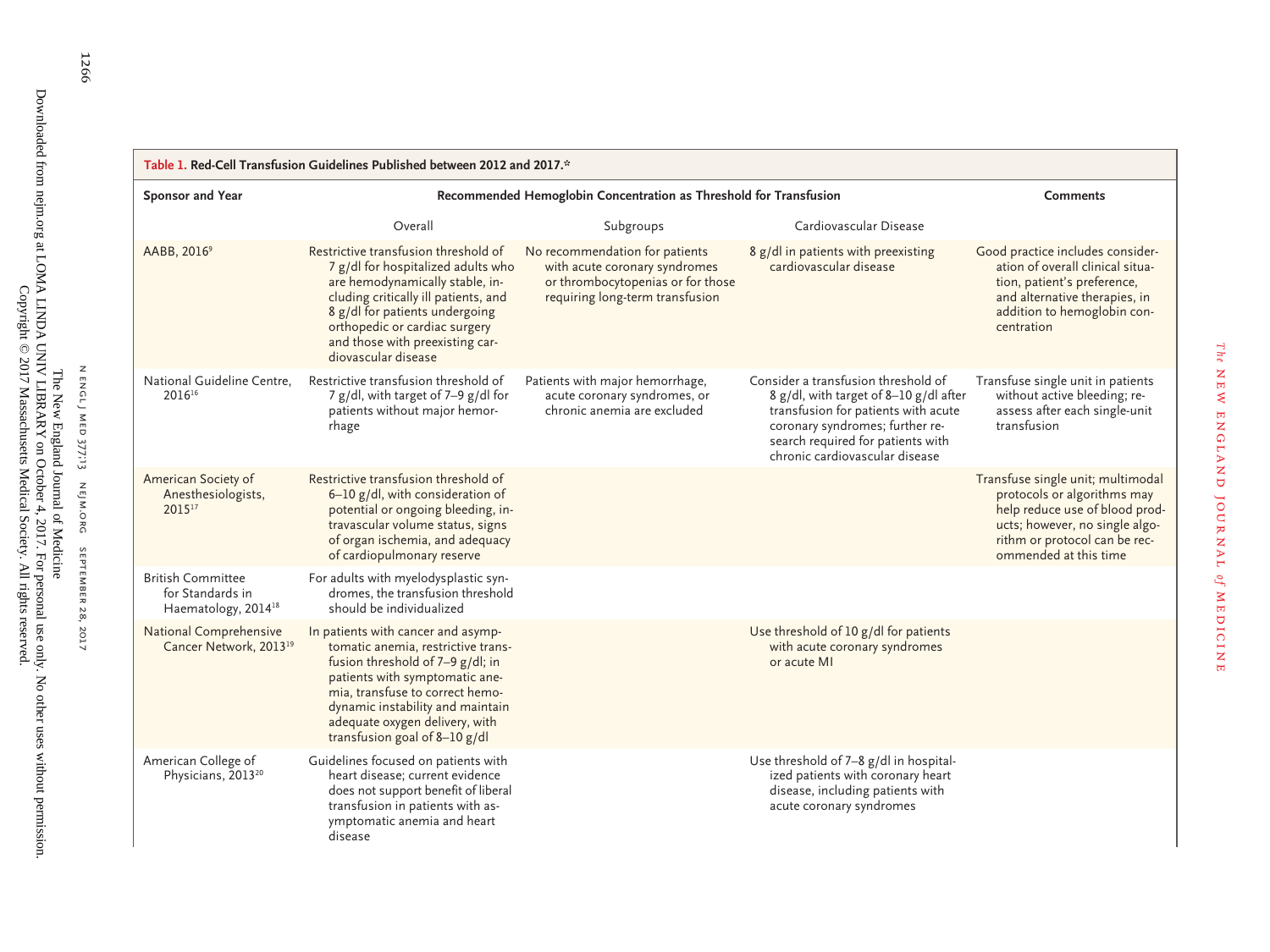**Table 1. Red-Cell Transfusion Guidelines Published between 2012 and 2017.***

| Sponsor and Year | Recommended Hemoglobin Concentration as Threshold for Transfusion | | | Comments |
|---|---|---|---|---|
| | Overall | Subgroups | Cardiovascular Disease | |
| AABB, 2016[9] | Restrictive transfusion threshold of 7 g/dl for hospitalized adults who are hemodynamically stable, including critically ill patients, and 8 g/dl for patients undergoing orthopedic or cardiac surgery and those with preexisting cardiovascular disease | No recommendation for patients with acute coronary syndromes or thrombocytopenias or for those requiring long-term transfusion | 8 g/dl in patients with preexisting cardiovascular disease | Good practice includes consideration of overall clinical situation, patient's preference, and alternative therapies, in addition to hemoglobin concentration |
| National Guideline Centre, 2016[16] | Restrictive transfusion threshold of 7 g/dl, with target of 7–9 g/dl for patients without major hemorrhage | Patients with major hemorrhage, acute coronary syndromes, or chronic anemia are excluded | Consider a transfusion threshold of 8 g/dl, with target of 8–10 g/dl after transfusion for patients with acute coronary syndromes; further research required for patients with chronic cardiovascular disease | Transfuse single unit in patients without active bleeding; reassess after each single-unit transfusion |
| American Society of Anesthesiologists, 2015[17] | Restrictive transfusion threshold of 6–10 g/dl, with consideration of potential or ongoing bleeding, intravascular volume status, signs of organ ischemia, and adequacy of cardiopulmonary reserve | | | Transfuse single unit; multimodal protocols or algorithms may help reduce use of blood products; however, no single algorithm or protocol can be recommended at this time |
| British Committee for Standards in Haematology, 2014[18] | For adults with myelodysplastic syndromes, the transfusion threshold should be individualized | | | |
| National Comprehensive Cancer Network, 2013[19] | In patients with cancer and asymptomatic anemia, restrictive transfusion threshold of 7–9 g/dl; in patients with symptomatic anemia, transfuse to correct hemodynamic instability and maintain adequate oxygen delivery, with transfusion goal of 8–10 g/dl | | Use threshold of 10 g/dl for patients with acute coronary syndromes or acute MI | |
| American College of Physicians, 2013[20] | Guidelines focused on patients with heart disease; current evidence does not support benefit of liberal transfusion in patients with asymptomatic anemia and heart disease | | Use threshold of 7–8 g/dl in hospitalized patients with coronary heart disease, including patients with acute coronary syndromes | |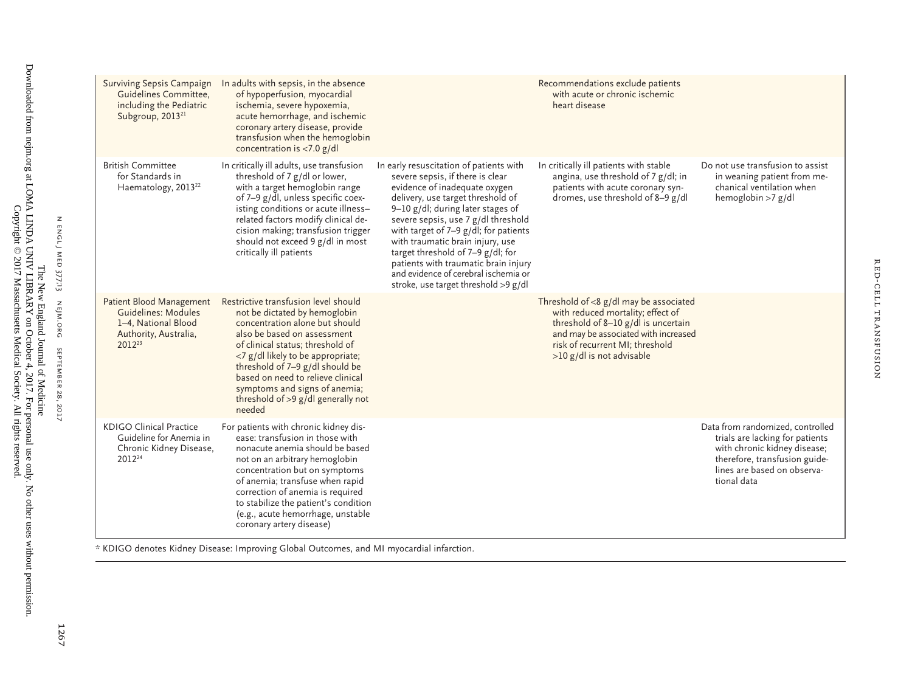| | | | | |
|---|---|---|---|---|
| Surviving Sepsis Campaign Guidelines Committee, including the Pediatric Subgroup, 2013[21] | In adults with sepsis, in the absence of hypoperfusion, myocardial ischemia, severe hypoxemia, acute hemorrhage, and ischemic coronary artery disease, provide transfusion when the hemoglobin concentration is <7.0 g/dl | | Recommendations exclude patients with acute or chronic ischemic heart disease | |
| British Committee for Standards in Haematology, 2013[22] | In critically ill adults, use transfusion threshold of 7 g/dl or lower, with a target hemoglobin range of 7–9 g/dl, unless specific coexisting conditions or acute illness–related factors modify clinical decision making; transfusion trigger should not exceed 9 g/dl in most critically ill patients | In early resuscitation of patients with severe sepsis, if there is clear evidence of inadequate oxygen delivery, use target threshold of 9–10 g/dl; during later stages of severe sepsis, use 7 g/dl threshold with target of 7–9 g/dl; for patients with traumatic brain injury, use target threshold of 7–9 g/dl; for patients with traumatic brain injury and evidence of cerebral ischemia or stroke, use target threshold >9 g/dl | In critically ill patients with stable angina, use threshold of 7 g/dl; in patients with acute coronary syndromes, use threshold of 8–9 g/dl | Do not use transfusion to assist in weaning patient from mechanical ventilation when hemoglobin >7 g/dl |
| Patient Blood Management Guidelines: Modules 1–4, National Blood Authority, Australia, 2012[23] | Restrictive transfusion level should not be dictated by hemoglobin concentration alone but should also be based on assessment of clinical status; threshold of <7 g/dl likely to be appropriate; threshold of 7–9 g/dl should be based on need to relieve clinical symptoms and signs of anemia; threshold of >9 g/dl generally not needed | | Threshold of <8 g/dl may be associated with reduced mortality; effect of threshold of 8–10 g/dl is uncertain and may be associated with increased risk of recurrent MI; threshold >10 g/dl is not advisable | |
| KDIGO Clinical Practice Guideline for Anemia in Chronic Kidney Disease, 2012[24] | For patients with chronic kidney disease: transfusion in those with nonacute anemia should be based not on an arbitrary hemoglobin concentration but on symptoms of anemia; transfuse when rapid correction of anemia is required to stabilize the patient's condition (e.g., acute hemorrhage, unstable coronary artery disease) | | | Data from randomized, controlled trials are lacking for patients with chronic kidney disease; therefore, transfusion guidelines are based on observational data |

* KDIGO denotes Kidney Disease: Improving Global Outcomes, and MI myocardial infarction.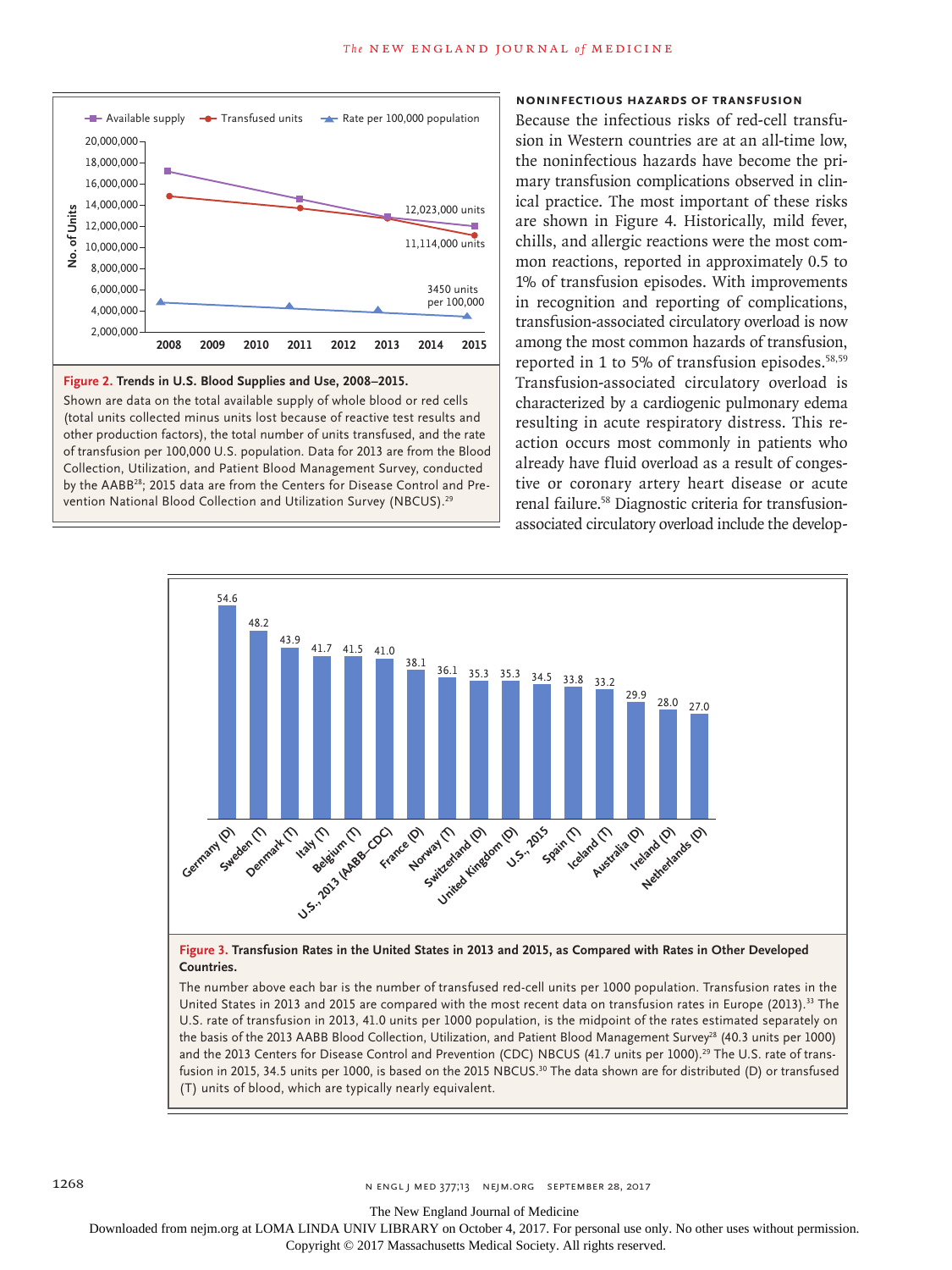**Figure 2. Trends in U.S. Blood Supplies and Use, 2008–2015.**

Shown are data on the total available supply of whole blood or red cells (total units collected minus units lost because of reactive test results and other production factors), the total number of units transfused, and the rate of transfusion per 100,000 U.S. population. Data for 2013 are from the Blood Collection, Utilization, and Patient Blood Management Survey, conducted by the AABB[28]; 2015 data are from the Centers for Disease Control and Prevention National Blood Collection and Utilization Survey (NBCUS).[29]

### Noninfectious Hazards of Transfusion

Because the infectious risks of red-cell transfusion in Western countries are at an all-time low, the noninfectious hazards have become the primary transfusion complications observed in clinical practice. The most important of these risks are shown in Figure 4. Historically, mild fever, chills, and allergic reactions were the most common reactions, reported in approximately 0.5 to 1% of transfusion episodes. With improvements in recognition and reporting of complications, transfusion-associated circulatory overload is now among the most common hazards of transfusion, reported in 1 to 5% of transfusion episodes.[58,59] Transfusion-associated circulatory overload is characterized by a cardiogenic pulmonary edema resulting in acute respiratory distress. This reaction occurs most commonly in patients who already have fluid overload as a result of congestive or coronary artery heart disease or acute renal failure.[58] Diagnostic criteria for transfusion-associated circulatory overload include the develop-

**Figure 3. Transfusion Rates in the United States in 2013 and 2015, as Compared with Rates in Other Developed Countries.**

The number above each bar is the number of transfused red-cell units per 1000 population. Transfusion rates in the United States in 2013 and 2015 are compared with the most recent data on transfusion rates in Europe (2013).[33] The U.S. rate of transfusion in 2013, 41.0 units per 1000 population, is the midpoint of the rates estimated separately on the basis of the 2013 AABB Blood Collection, Utilization, and Patient Blood Management Survey[28] (40.3 units per 1000) and the 2013 Centers for Disease Control and Prevention (CDC) NBCUS (41.7 units per 1000).[29] The U.S. rate of transfusion in 2015, 34.5 units per 1000, is based on the 2015 NBCUS.[30] The data shown are for distributed (D) or transfused (T) units of blood, which are typically nearly equivalent.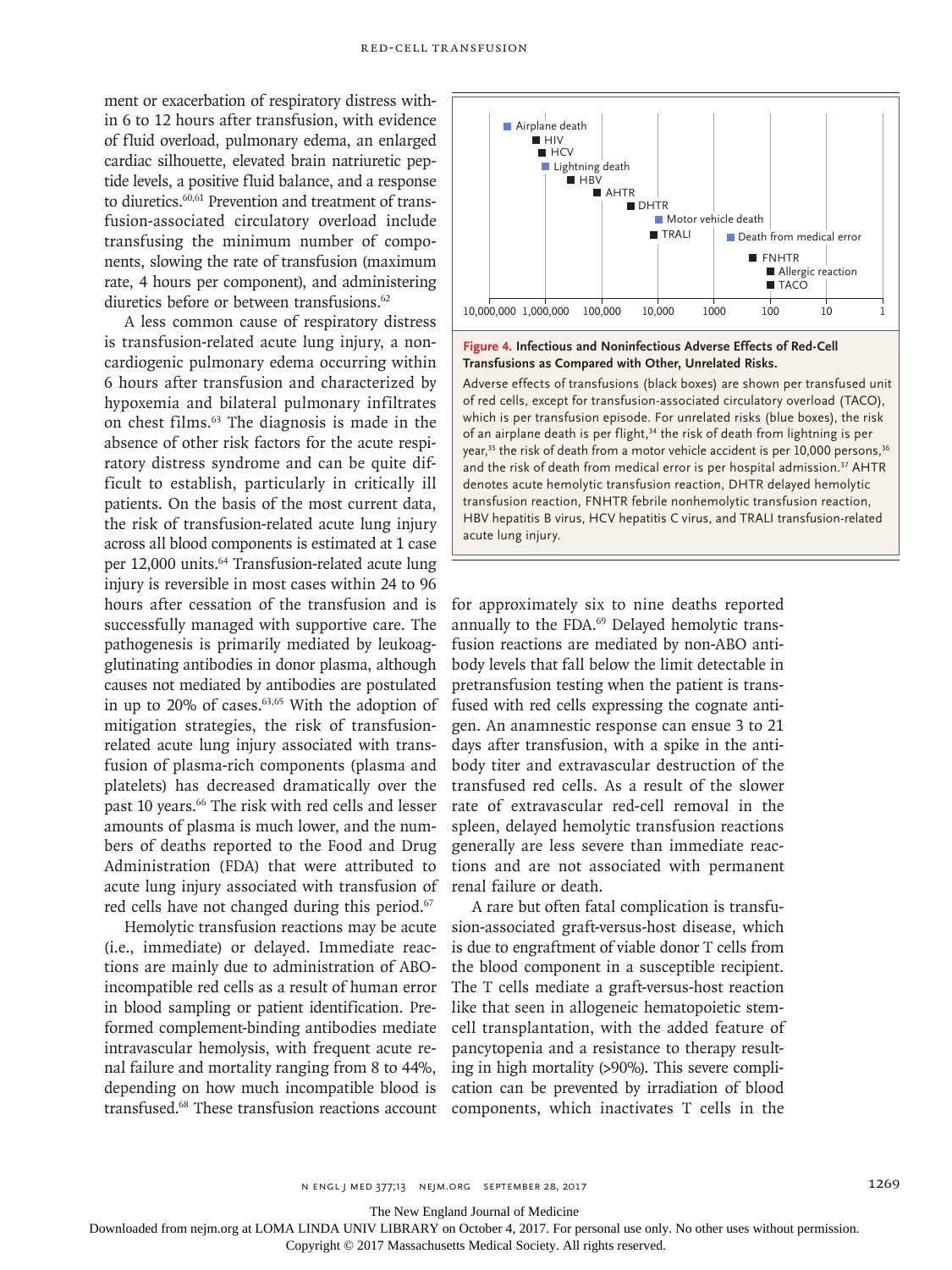ment or exacerbation of respiratory distress within 6 to 12 hours after transfusion, with evidence of fluid overload, pulmonary edema, an enlarged cardiac silhouette, elevated brain natriuretic peptide levels, a positive fluid balance, and a response to diuretics.[60,61] Prevention and treatment of transfusion-associated circulatory overload include transfusing the minimum number of components, slowing the rate of transfusion (maximum rate, 4 hours per component), and administering diuretics before or between transfusions.[62]

A less common cause of respiratory distress is transfusion-related acute lung injury, a noncardiogenic pulmonary edema occurring within 6 hours after transfusion and characterized by hypoxemia and bilateral pulmonary infiltrates on chest films.[63] The diagnosis is made in the absence of other risk factors for the acute respiratory distress syndrome and can be quite difficult to establish, particularly in critically ill patients. On the basis of the most current data, the risk of transfusion-related acute lung injury across all blood components is estimated at 1 case per 12,000 units.[64] Transfusion-related acute lung injury is reversible in most cases within 24 to 96 hours after cessation of the transfusion and is successfully managed with supportive care. The pathogenesis is primarily mediated by leukoagglutinating antibodies in donor plasma, although causes not mediated by antibodies are postulated in up to 20% of cases.[63,65] With the adoption of mitigation strategies, the risk of transfusion-related acute lung injury associated with transfusion of plasma-rich components (plasma and platelets) has decreased dramatically over the past 10 years.[66] The risk with red cells and lesser amounts of plasma is much lower, and the numbers of deaths reported to the Food and Drug Administration (FDA) that were attributed to acute lung injury associated with transfusion of red cells have not changed during this period.[67]

Hemolytic transfusion reactions may be acute (i.e., immediate) or delayed. Immediate reactions are mainly due to administration of ABO-incompatible red cells as a result of human error in blood sampling or patient identification. Preformed complement-binding antibodies mediate intravascular hemolysis, with frequent acute renal failure and mortality ranging from 8 to 44%, depending on how much incompatible blood is transfused.[68] These transfusion reactions account for approximately six to nine deaths reported annually to the FDA.[69] Delayed hemolytic transfusion reactions are mediated by non-ABO antibody levels that fall below the limit detectable in pretransfusion testing when the patient is transfused with red cells expressing the cognate antigen. An anamnestic response can ensue 3 to 21 days after transfusion, with a spike in the antibody titer and extravascular destruction of the transfused red cells. As a result of the slower rate of extravascular red-cell removal in the spleen, delayed hemolytic transfusion reactions generally are less severe than immediate reactions and are not associated with permanent renal failure or death.

A rare but often fatal complication is transfusion-associated graft-versus-host disease, which is due to engraftment of viable donor T cells from the blood component in a susceptible recipient. The T cells mediate a graft-versus-host reaction like that seen in allogeneic hematopoietic stem-cell transplantation, with the added feature of pancytopenia and a resistance to therapy resulting in high mortality (>90%). This severe complication can be prevented by irradiation of blood components, which inactivates T cells in the

Airplane death
HIV
HCV
Lightning death
HBV
AHTR
DHTR
Motor vehicle death
TRALI
Death from medical error
FNHTR
Allergic reaction
TACO

10,000,000 1,000,000 100,000 10,000 1000 100 10 1

**Figure 4. Infectious and Noninfectious Adverse Effects of Red-Cell Transfusions as Compared with Other, Unrelated Risks.**

Adverse effects of transfusions (black boxes) are shown per transfused unit of red cells, except for transfusion-associated circulatory overload (TACO), which is per transfusion episode. For unrelated risks (blue boxes), the risk of an airplane death is per flight,[34] the risk of death from lightning is per year,[35] the risk of death from a motor vehicle accident is per 10,000 persons,[36] and the risk of death from medical error is per hospital admission.[37] AHTR denotes acute hemolytic transfusion reaction, DHTR delayed hemolytic transfusion reaction, FNHTR febrile nonhemolytic transfusion reaction, HBV hepatitis B virus, HCV hepatitis C virus, and TRALI transfusion-related acute lung injury.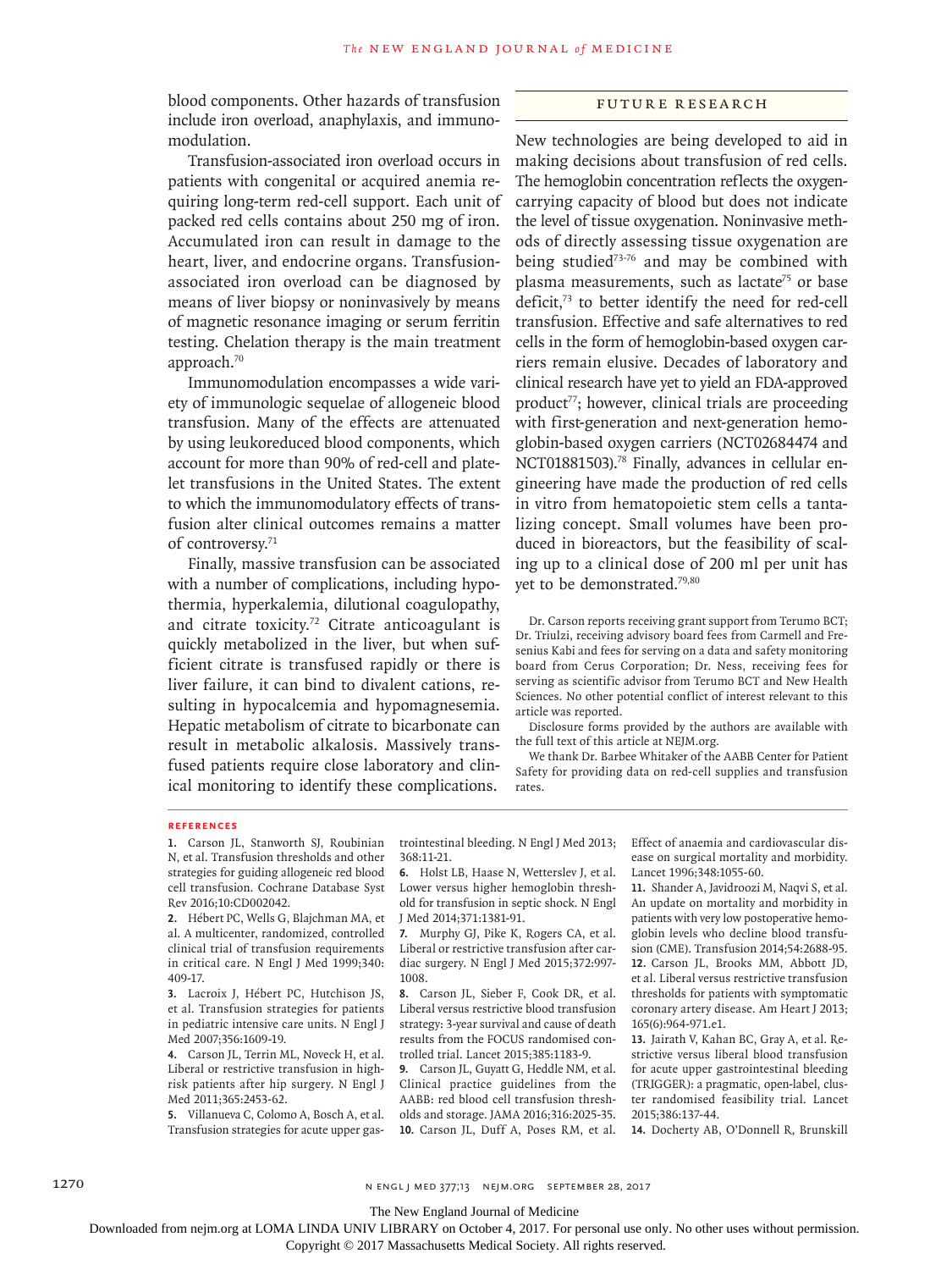blood components. Other hazards of transfusion include iron overload, anaphylaxis, and immunomodulation.

Transfusion-associated iron overload occurs in patients with congenital or acquired anemia requiring long-term red-cell support. Each unit of packed red cells contains about 250 mg of iron. Accumulated iron can result in damage to the heart, liver, and endocrine organs. Transfusion-associated iron overload can be diagnosed by means of liver biopsy or noninvasively by means of magnetic resonance imaging or serum ferritin testing. Chelation therapy is the main treatment approach.[70]

Immunomodulation encompasses a wide variety of immunologic sequelae of allogeneic blood transfusion. Many of the effects are attenuated by using leukoreduced blood components, which account for more than 90% of red-cell and platelet transfusions in the United States. The extent to which the immunomodulatory effects of transfusion alter clinical outcomes remains a matter of controversy.[71]

Finally, massive transfusion can be associated with a number of complications, including hypothermia, hyperkalemia, dilutional coagulopathy, and citrate toxicity.[72] Citrate anticoagulant is quickly metabolized in the liver, but when sufficient citrate is transfused rapidly or there is liver failure, it can bind to divalent cations, resulting in hypocalcemia and hypomagnesemia. Hepatic metabolism of citrate to bicarbonate can result in metabolic alkalosis. Massively transfused patients require close laboratory and clinical monitoring to identify these complications.

## Future Research

New technologies are being developed to aid in making decisions about transfusion of red cells. The hemoglobin concentration reflects the oxygen-carrying capacity of blood but does not indicate the level of tissue oxygenation. Noninvasive methods of directly assessing tissue oxygenation are being studied[73-76] and may be combined with plasma measurements, such as lactate[75] or base deficit,[73] to better identify the need for red-cell transfusion. Effective and safe alternatives to red cells in the form of hemoglobin-based oxygen carriers remain elusive. Decades of laboratory and clinical research have yet to yield an FDA-approved product[77]; however, clinical trials are proceeding with first-generation and next-generation hemoglobin-based oxygen carriers (NCT02684474 and NCT01881503).[78] Finally, advances in cellular engineering have made the production of red cells in vitro from hematopoietic stem cells a tantalizing concept. Small volumes have been produced in bioreactors, but the feasibility of scaling up to a clinical dose of 200 ml per unit has yet to be demonstrated.[79,80]

Dr. Carson reports receiving grant support from Terumo BCT; Dr. Triulzi, receiving advisory board fees from Carmell and Fresenius Kabi and fees for serving on a data and safety monitoring board from Cerus Corporation; Dr. Ness, receiving fees for serving as scientific advisor from Terumo BCT and New Health Sciences. No other potential conflict of interest relevant to this article was reported.

Disclosure forms provided by the authors are available with the full text of this article at NEJM.org.

We thank Dr. Barbee Whitaker of the AABB Center for Patient Safety for providing data on red-cell supplies and transfusion rates.

## References

1. Carson JL, Stanworth SJ, Roubinian N, et al. Transfusion thresholds and other strategies for guiding allogeneic red blood cell transfusion. Cochrane Database Syst Rev 2016;10:CD002042.
2. Hébert PC, Wells G, Blajchman MA, et al. A multicenter, randomized, controlled clinical trial of transfusion requirements in critical care. N Engl J Med 1999;340:409-17.
3. Lacroix J, Hébert PC, Hutchison JS, et al. Transfusion strategies for patients in pediatric intensive care units. N Engl J Med 2007;356:1609-19.
4. Carson JL, Terrin ML, Noveck H, et al. Liberal or restrictive transfusion in high-risk patients after hip surgery. N Engl J Med 2011;365:2453-62.
5. Villanueva C, Colomo A, Bosch A, et al. Transfusion strategies for acute upper gastrointestinal bleeding. N Engl J Med 2013;368:11-21.
6. Holst LB, Haase N, Wetterslev J, et al. Lower versus higher hemoglobin threshold for transfusion in septic shock. N Engl J Med 2014;371:1381-91.
7. Murphy GJ, Pike K, Rogers CA, et al. Liberal or restrictive transfusion after cardiac surgery. N Engl J Med 2015;372:997-1008.
8. Carson JL, Sieber F, Cook DR, et al. Liberal versus restrictive blood transfusion strategy: 3-year survival and cause of death results from the FOCUS randomised controlled trial. Lancet 2015;385:1183-9.
9. Carson JL, Guyatt G, Heddle NM, et al. Clinical practice guidelines from the AABB: red blood cell transfusion thresholds and storage. JAMA 2016;316:2025-35.
10. Carson JL, Duff A, Poses RM, et al. Effect of anaemia and cardiovascular disease on surgical mortality and morbidity. Lancet 1996;348:1055-60.
11. Shander A, Javidroozi M, Naqvi S, et al. An update on mortality and morbidity in patients with very low postoperative hemoglobin levels who decline blood transfusion (CME). Transfusion 2014;54:2688-95.
12. Carson JL, Brooks MM, Abbott JD, et al. Liberal versus restrictive transfusion thresholds for patients with symptomatic coronary artery disease. Am Heart J 2013;165(6):964-971.e1.
13. Jairath V, Kahan BC, Gray A, et al. Restrictive versus liberal blood transfusion for acute upper gastrointestinal bleeding (TRIGGER): a pragmatic, open-label, cluster randomised feasibility trial. Lancet 2015;386:137-44.
14. Docherty AB, O'Donnell R, Brunskill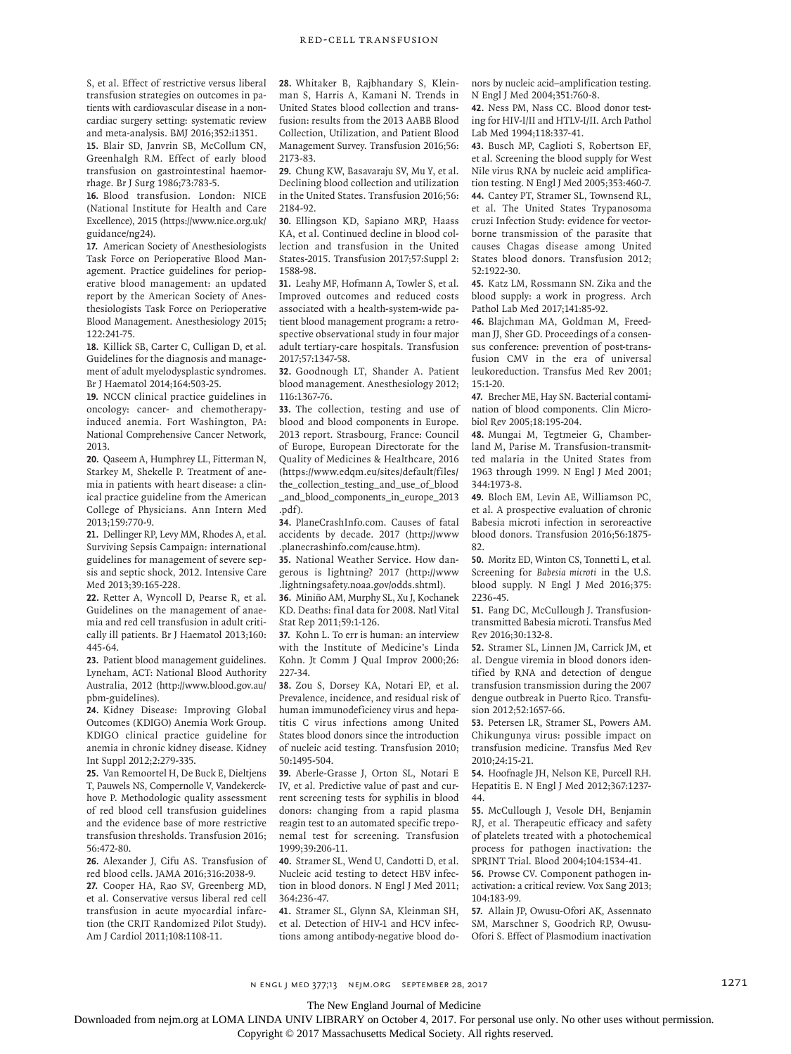S, et al. Effect of restrictive versus liberal transfusion strategies on outcomes in patients with cardiovascular disease in a noncardiac surgery setting: systematic review and meta-analysis. BMJ 2016;352:i1351.

**15.** Blair SD, Janvrin SB, McCollum CN, Greenhalgh RM. Effect of early blood transfusion on gastrointestinal haemorrhage. Br J Surg 1986;73:783-5.

**16.** Blood transfusion. London: NICE (National Institute for Health and Care Excellence), 2015 (https://www.nice.org.uk/guidance/ng24).

**17.** American Society of Anesthesiologists Task Force on Perioperative Blood Management. Practice guidelines for perioperative blood management: an updated report by the American Society of Anesthesiologists Task Force on Perioperative Blood Management. Anesthesiology 2015;122:241-75.

**18.** Killick SB, Carter C, Culligan D, et al. Guidelines for the diagnosis and management of adult myelodysplastic syndromes. Br J Haematol 2014;164:503-25.

**19.** NCCN clinical practice guidelines in oncology: cancer- and chemotherapy-induced anemia. Fort Washington, PA: National Comprehensive Cancer Network, 2013.

**20.** Qaseem A, Humphrey LL, Fitterman N, Starkey M, Shekelle P. Treatment of anemia in patients with heart disease: a clinical practice guideline from the American College of Physicians. Ann Intern Med 2013;159:770-9.

**21.** Dellinger RP, Levy MM, Rhodes A, et al. Surviving Sepsis Campaign: international guidelines for management of severe sepsis and septic shock, 2012. Intensive Care Med 2013;39:165-228.

**22.** Retter A, Wyncoll D, Pearse R, et al. Guidelines on the management of anaemia and red cell transfusion in adult critically ill patients. Br J Haematol 2013;160:445-64.

**23.** Patient blood management guidelines. Lyneham, ACT: National Blood Authority Australia, 2012 (http://www.blood.gov.au/pbm-guidelines).

**24.** Kidney Disease: Improving Global Outcomes (KDIGO) Anemia Work Group. KDIGO clinical practice guideline for anemia in chronic kidney disease. Kidney Int Suppl 2012;2:279-335.

**25.** Van Remoortel H, De Buck E, Dieltjens T, Pauwels NS, Compernolle V, Vandekerckhove P. Methodologic quality assessment of red blood cell transfusion guidelines and the evidence base of more restrictive transfusion thresholds. Transfusion 2016;56:472-80.

**26.** Alexander J, Cifu AS. Transfusion of red blood cells. JAMA 2016;316:2038-9.

**27.** Cooper HA, Rao SV, Greenberg MD, et al. Conservative versus liberal red cell transfusion in acute myocardial infarction (the CRIT Randomized Pilot Study). Am J Cardiol 2011;108:1108-11.

**28.** Whitaker B, Rajbhandary S, Kleinman S, Harris A, Kamani N. Trends in United States blood collection and transfusion: results from the 2013 AABB Blood Collection, Utilization, and Patient Blood Management Survey. Transfusion 2016;56:2173-83.

**29.** Chung KW, Basavaraju SV, Mu Y, et al. Declining blood collection and utilization in the United States. Transfusion 2016;56:2184-92.

**30.** Ellingson KD, Sapiano MRP, Haass KA, et al. Continued decline in blood collection and transfusion in the United States-2015. Transfusion 2017;57:Suppl 2:1588-98.

**31.** Leahy MF, Hofmann A, Towler S, et al. Improved outcomes and reduced costs associated with a health-system-wide patient blood management program: a retrospective observational study in four major adult tertiary-care hospitals. Transfusion 2017;57:1347-58.

**32.** Goodnough LT, Shander A. Patient blood management. Anesthesiology 2012;116:1367-76.

**33.** The collection, testing and use of blood and blood components in Europe. 2013 report. Strasbourg, France: Council of Europe, European Directorate for the Quality of Medicines & Healthcare, 2016 (https://www.edqm.eu/sites/default/files/the_collection_testing_and_use_of_blood_and_blood_components_in_europe_2013.pdf).

**34.** PlaneCrashInfo.com. Causes of fatal accidents by decade. 2017 (http://www.planecrashinfo.com/cause.htm).

**35.** National Weather Service. How dangerous is lightning? 2017 (http://www.lightningsafety.noaa.gov/odds.shtml).

**36.** Miniño AM, Murphy SL, Xu J, Kochanek KD. Deaths: final data for 2008. Natl Vital Stat Rep 2011;59:1-126.

**37.** Kohn L. To err is human: an interview with the Institute of Medicine's Linda Kohn. Jt Comm J Qual Improv 2000;26:227-34.

**38.** Zou S, Dorsey KA, Notari EP, et al. Prevalence, incidence, and residual risk of human immunodeficiency virus and hepatitis C virus infections among United States blood donors since the introduction of nucleic acid testing. Transfusion 2010;50:1495-504.

**39.** Aberle-Grasse J, Orton SL, Notari E IV, et al. Predictive value of past and current screening tests for syphilis in blood donors: changing from a rapid plasma reagin test to an automated specific treponemal test for screening. Transfusion 1999;39:206-11.

**40.** Stramer SL, Wend U, Candotti D, et al. Nucleic acid testing to detect HBV infection in blood donors. N Engl J Med 2011;364:236-47.

**41.** Stramer SL, Glynn SA, Kleinman SH, et al. Detection of HIV-1 and HCV infections among antibody-negative blood donors by nucleic acid–amplification testing. N Engl J Med 2004;351:760-8.

**42.** Ness PM, Nass CC. Blood donor testing for HIV-I/II and HTLV-I/II. Arch Pathol Lab Med 1994;118:337-41.

**43.** Busch MP, Caglioti S, Robertson EF, et al. Screening the blood supply for West Nile virus RNA by nucleic acid amplification testing. N Engl J Med 2005;353:460-7.

**44.** Cantey PT, Stramer SL, Townsend RL, et al. The United States Trypanosoma cruzi Infection Study: evidence for vector-borne transmission of the parasite that causes Chagas disease among United States blood donors. Transfusion 2012;52:1922-30.

**45.** Katz LM, Rossmann SN. Zika and the blood supply: a work in progress. Arch Pathol Lab Med 2017;141:85-92.

**46.** Blajchman MA, Goldman M, Freedman JJ, Sher GD. Proceedings of a consensus conference: prevention of post-transfusion CMV in the era of universal leukoreduction. Transfus Med Rev 2001;15:1-20.

**47.** Brecher ME, Hay SN. Bacterial contamination of blood components. Clin Microbiol Rev 2005;18:195-204.

**48.** Mungai M, Tegtmeier G, Chamberland M, Parise M. Transfusion-transmitted malaria in the United States from 1963 through 1999. N Engl J Med 2001;344:1973-8.

**49.** Bloch EM, Levin AE, Williamson PC, et al. A prospective evaluation of chronic Babesia microti infection in seroreactive blood donors. Transfusion 2016;56:1875-82.

**50.** Moritz ED, Winton CS, Tonnetti L, et al. Screening for *Babesia microti* in the U.S. blood supply. N Engl J Med 2016;375:2236-45.

**51.** Fang DC, McCullough J. Transfusion-transmitted Babesia microti. Transfus Med Rev 2016;30:132-8.

**52.** Stramer SL, Linnen JM, Carrick JM, et al. Dengue viremia in blood donors identified by RNA and detection of dengue transfusion transmission during the 2007 dengue outbreak in Puerto Rico. Transfusion 2012;52:1657-66.

**53.** Petersen LR, Stramer SL, Powers AM. Chikungunya virus: possible impact on transfusion medicine. Transfus Med Rev 2010;24:15-21.

**54.** Hoofnagle JH, Nelson KE, Purcell RH. Hepatitis E. N Engl J Med 2012;367:1237-44.

**55.** McCullough J, Vesole DH, Benjamin RJ, et al. Therapeutic efficacy and safety of platelets treated with a photochemical process for pathogen inactivation: the SPRINT Trial. Blood 2004;104:1534-41.

**56.** Prowse CV. Component pathogen inactivation: a critical review. Vox Sang 2013;104:183-99.

**57.** Allain JP, Owusu-Ofori AK, Assennato SM, Marschner S, Goodrich RP, Owusu-Ofori S. Effect of Plasmodium inactivation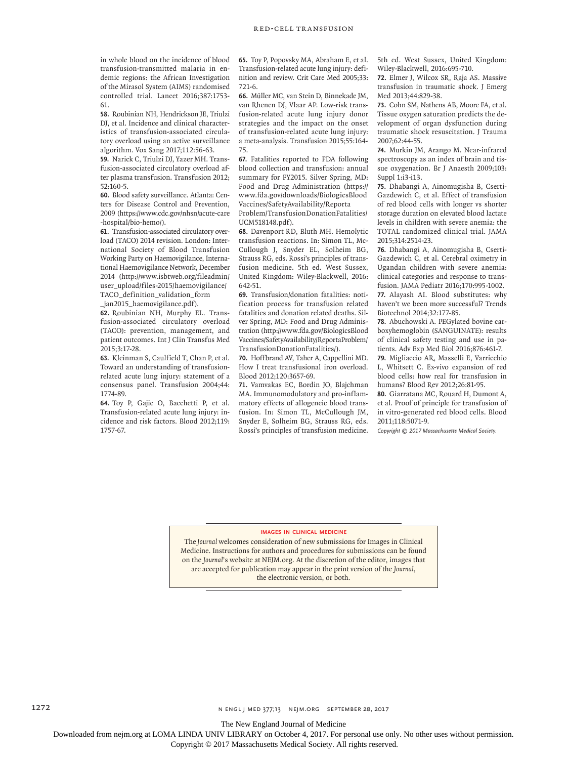in whole blood on the incidence of blood transfusion-transmitted malaria in endemic regions: the African Investigation of the Mirasol System (AIMS) randomised controlled trial. Lancet 2016;387:1753-61.

**58.** Roubinian NH, Hendrickson JE, Triulzi DJ, et al. Incidence and clinical characteristics of transfusion-associated circulatory overload using an active surveillance algorithm. Vox Sang 2017;112:56-63.

**59.** Narick C, Triulzi DJ, Yazer MH. Transfusion-associated circulatory overload after plasma transfusion. Transfusion 2012; 52:160-5.

**60.** Blood safety surveillance. Atlanta: Centers for Disease Control and Prevention, 2009 (https://www.cdc.gov/nhsn/acute-care-hospital/bio-hemo/).

**61.** Transfusion-associated circulatory overload (TACO) 2014 revision. London: International Society of Blood Transfusion Working Party on Haemovigilance, International Haemovigilance Network, December 2014 (http://www.isbtweb.org/fileadmin/user_upload/files-2015/haemovigilance/TACO_definition_validation_form_jan2015_haemovigilance.pdf).

**62.** Roubinian NH, Murphy EL. Transfusion-associated circulatory overload (TACO): prevention, management, and patient outcomes. Int J Clin Transfus Med 2015;3:17-28.

**63.** Kleinman S, Caulfield T, Chan P, et al. Toward an understanding of transfusion-related acute lung injury: statement of a consensus panel. Transfusion 2004;44: 1774-89.

**64.** Toy P, Gajic O, Bacchetti P, et al. Transfusion-related acute lung injury: incidence and risk factors. Blood 2012;119: 1757-67.

**65.** Toy P, Popovsky MA, Abraham E, et al. Transfusion-related acute lung injury: definition and review. Crit Care Med 2005;33: 721-6.

**66.** Müller MC, van Stein D, Binnekade JM, van Rhenen DJ, Vlaar AP. Low-risk transfusion-related acute lung injury donor strategies and the impact on the onset of transfusion-related acute lung injury: a meta-analysis. Transfusion 2015;55:164-75.

**67.** Fatalities reported to FDA following blood collection and transfusion: annual summary for FY2015. Silver Spring, MD: Food and Drug Administration (https://www.fda.gov/downloads/BiologicsBloodVaccines/SafetyAvailability/ReportaProblem/TransfusionDonationFatalities/UCM518148.pdf).

**68.** Davenport RD, Bluth MH. Hemolytic transfusion reactions. In: Simon TL, McCullough J, Snyder EL, Solheim BG, Strauss RG, eds. Rossi's principles of transfusion medicine. 5th ed. West Sussex, United Kingdom: Wiley-Blackwell, 2016: 642-51.

**69.** Transfusion/donation fatalities: notification process for transfusion related fatalities and donation related deaths. Silver Spring, MD: Food and Drug Administration (http://www.fda.gov/BiologicsBloodVaccines/SafetyAvailability/ReportaProblem/TransfusionDonationFatalities/).

**70.** Hoffbrand AV, Taher A, Cappellini MD. How I treat transfusional iron overload. Blood 2012;120:3657-69.

**71.** Vamvakas EC, Bordin JO, Blajchman MA. Immunomodulatory and pro-inflammatory effects of allogeneic blood transfusion. In: Simon TL, McCullough JM, Snyder E, Solheim BG, Strauss RG, eds. Rossi's principles of transfusion medicine. 5th ed. West Sussex, United Kingdom: Wiley-Blackwell, 2016:695-710.

**72.** Elmer J, Wilcox SR, Raja AS. Massive transfusion in traumatic shock. J Emerg Med 2013;44:829-38.

**73.** Cohn SM, Nathens AB, Moore FA, et al. Tissue oxygen saturation predicts the development of organ dysfunction during traumatic shock resuscitation. J Trauma 2007;62:44-55.

**74.** Murkin JM, Arango M. Near-infrared spectroscopy as an index of brain and tissue oxygenation. Br J Anaesth 2009;103: Suppl 1:i3-i13.

**75.** Dhabangi A, Ainomugisha B, Cserti-Gazdewich C, et al. Effect of transfusion of red blood cells with longer vs shorter storage duration on elevated blood lactate levels in children with severe anemia: the TOTAL randomized clinical trial. JAMA 2015;314:2514-23.

**76.** Dhabangi A, Ainomugisha B, Cserti-Gazdewich C, et al. Cerebral oximetry in Ugandan children with severe anemia: clinical categories and response to transfusion. JAMA Pediatr 2016;170:995-1002.

**77.** Alayash AI. Blood substitutes: why haven't we been more successful? Trends Biotechnol 2014;32:177-85.

**78.** Abuchowski A. PEGylated bovine carboxyhemoglobin (SANGUINATE): results of clinical safety testing and use in patients. Adv Exp Med Biol 2016;876:461-7.

**79.** Migliaccio AR, Masselli E, Varricchio L, Whitsett C. Ex-vivo expansion of red blood cells: how real for transfusion in humans? Blood Rev 2012;26:81-95.

**80.** Giarratana MC, Rouard H, Dumont A, et al. Proof of principle for transfusion of in vitro-generated red blood cells. Blood 2011;118:5071-9.

*Copyright © 2017 Massachusetts Medical Society.*

**IMAGES IN CLINICAL MEDICINE**

The *Journal* welcomes consideration of new submissions for Images in Clinical Medicine. Instructions for authors and procedures for submissions can be found on the *Journal*'s website at NEJM.org. At the discretion of the editor, images that are accepted for publication may appear in the print version of the *Journal*, the electronic version, or both.